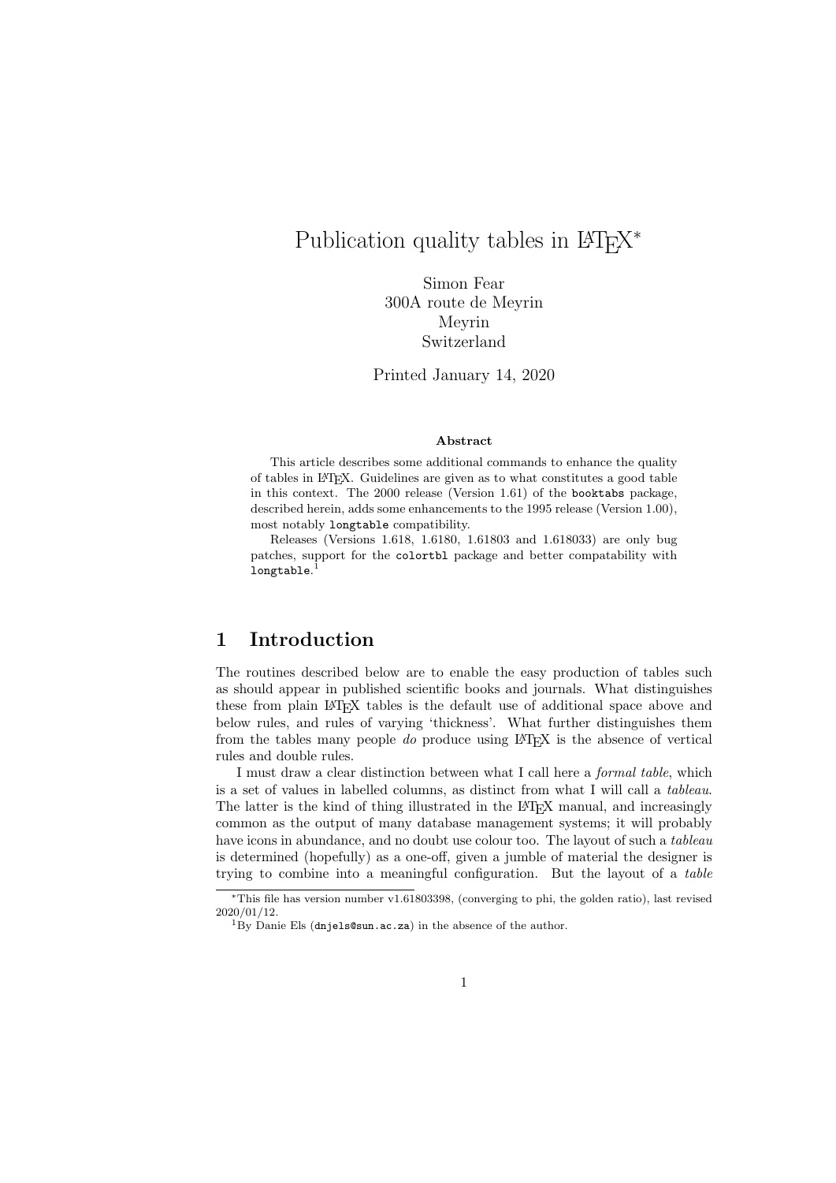# Publication quality tables in LaTeX[*]

Simon Fear
300A route de Meyrin
Meyrin
Switzerland

Printed January 14, 2020

**Abstract**

This article describes some additional commands to enhance the quality of tables in LaTeX. Guidelines are given as to what constitutes a good table in this context. The 2000 release (Version 1.61) of the `booktabs` package, described herein, adds some enhancements to the 1995 release (Version 1.00), most notably `longtable` compatibility.

Releases (Versions 1.618, 1.6180, 1.61803 and 1.618033) are only bug patches, support for the `colortbl` package and better compatability with `longtable`.[1]

## 1 Introduction

The routines described below are to enable the easy production of tables such as should appear in published scientific books and journals. What distinguishes these from plain LaTeX tables is the default use of additional space above and below rules, and rules of varying 'thickness'. What further distinguishes them from the tables many people *do* produce using LaTeX is the absence of vertical rules and double rules.

I must draw a clear distinction between what I call here a *formal table*, which is a set of values in labelled columns, as distinct from what I will call a *tableau*. The latter is the kind of thing illustrated in the LaTeX manual, and increasingly common as the output of many database management systems; it will probably have icons in abundance, and no doubt use colour too. The layout of such a *tableau* is determined (hopefully) as a one-off, given a jumble of material the designer is trying to combine into a meaningful configuration. But the layout of a *table*

[*] This file has version number v1.61803398, (converging to phi, the golden ratio), last revised 2020/01/12.

[1] By Danie Els (`dnjels@sun.ac.za`) in the absence of the author.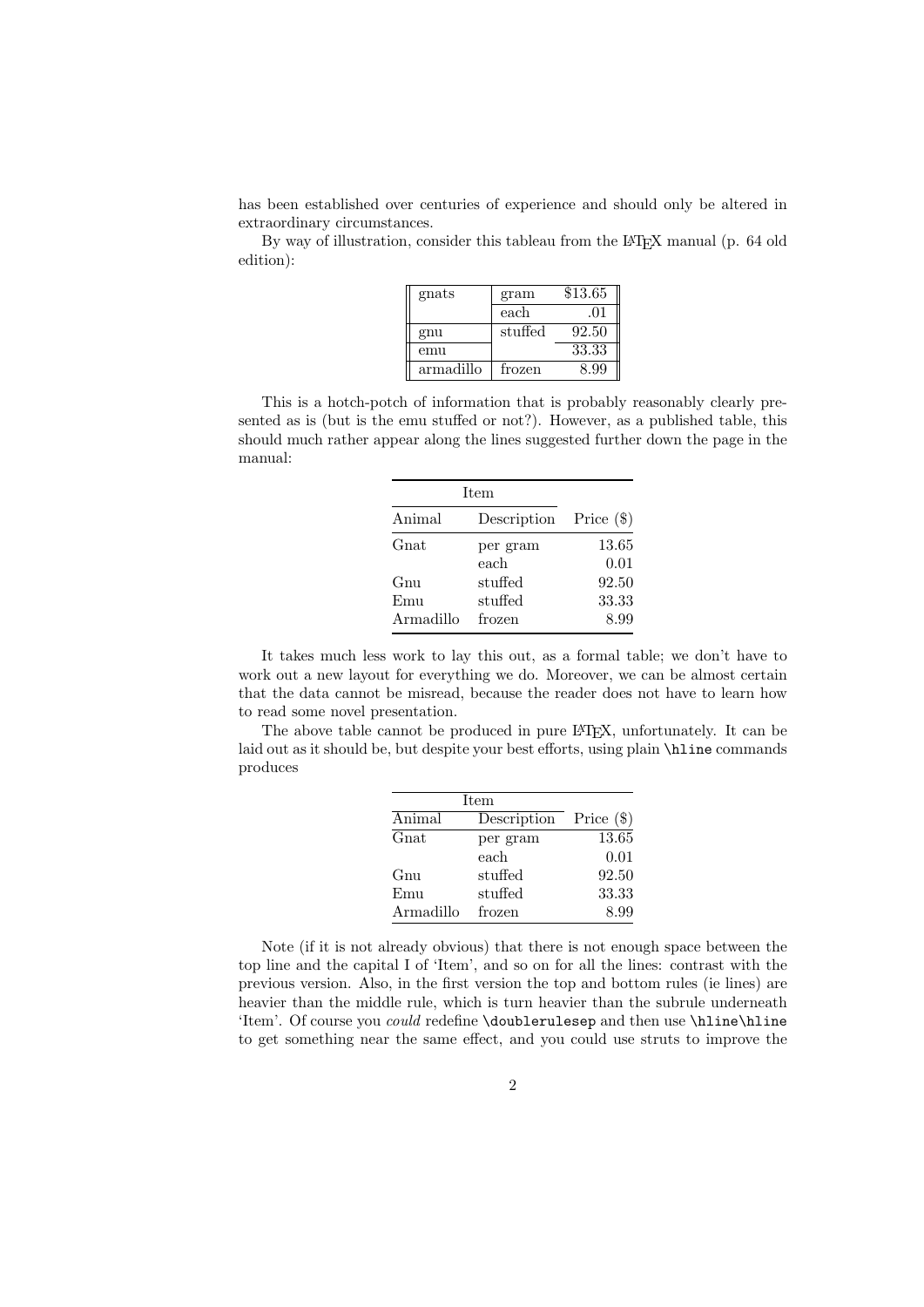has been established over centuries of experience and should only be altered in extraordinary circumstances.

By way of illustration, consider this tableau from the LaTeX manual (p. 64 old edition):

| gnats | gram | \$13.65 |
|---|---|---|
| | each | .01 |
| gnu | stuffed | 92.50 |
| emu | | 33.33 |
| armadillo | frozen | 8.99 |

This is a hotch-potch of information that is probably reasonably clearly presented as is (but is the emu stuffed or not?). However, as a published table, this should much rather appear along the lines suggested further down the page in the manual:

| Item | | |
|---|---|---|
| Animal | Description | Price (\$) |
| Gnat | per gram | 13.65 |
| | each | 0.01 |
| Gnu | stuffed | 92.50 |
| Emu | stuffed | 33.33 |
| Armadillo | frozen | 8.99 |

It takes much less work to lay this out, as a formal table; we don't have to work out a new layout for everything we do. Moreover, we can be almost certain that the data cannot be misread, because the reader does not have to learn how to read some novel presentation.

The above table cannot be produced in pure LaTeX, unfortunately. It can be laid out as it should be, but despite your best efforts, using plain `\hline` commands produces

| Item | | |
|---|---|---|
| Animal | Description | Price (\$) |
| Gnat | per gram | 13.65 |
| | each | 0.01 |
| Gnu | stuffed | 92.50 |
| Emu | stuffed | 33.33 |
| Armadillo | frozen | 8.99 |

Note (if it is not already obvious) that there is not enough space between the top line and the capital I of 'Item', and so on for all the lines: contrast with the previous version. Also, in the first version the top and bottom rules (ie lines) are heavier than the middle rule, which is turn heavier than the subrule underneath 'Item'. Of course you *could* redefine `\doublerulesep` and then use `\hline\hline` to get something near the same effect, and you could use struts to improve the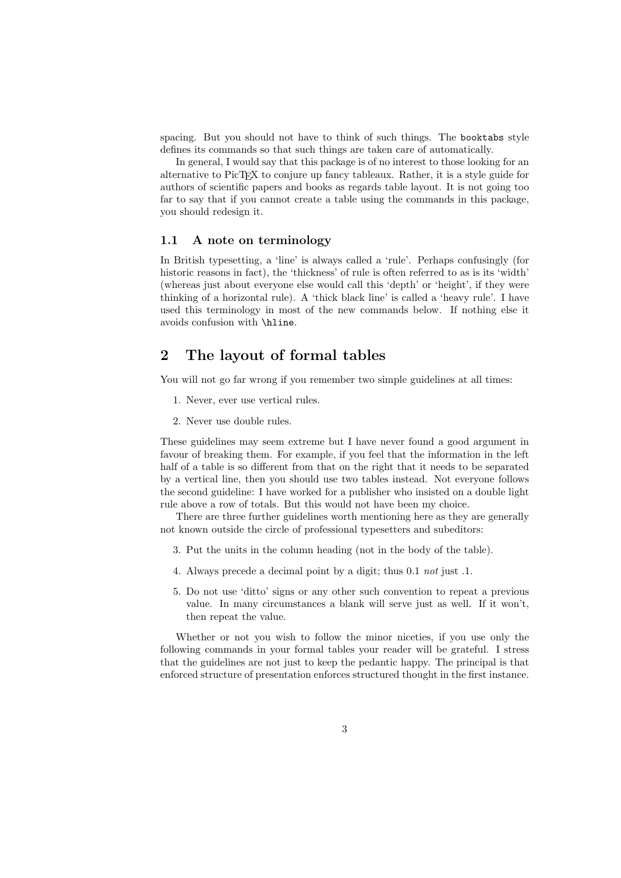spacing. But you should not have to think of such things. The `booktabs` style defines its commands so that such things are taken care of automatically.

In general, I would say that this package is of no interest to those looking for an alternative to PicTEX to conjure up fancy tableaux. Rather, it is a style guide for authors of scientific papers and books as regards table layout. It is not going too far to say that if you cannot create a table using the commands in this package, you should redesign it.

### 1.1 A note on terminology

In British typesetting, a 'line' is always called a 'rule'. Perhaps confusingly (for historic reasons in fact), the 'thickness' of rule is often referred to as is its 'width' (whereas just about everyone else would call this 'depth' or 'height', if they were thinking of a horizontal rule). A 'thick black line' is called a 'heavy rule'. I have used this terminology in most of the new commands below. If nothing else it avoids confusion with `\hline`.

## 2 The layout of formal tables

You will not go far wrong if you remember two simple guidelines at all times:

1. Never, ever use vertical rules.
2. Never use double rules.

These guidelines may seem extreme but I have never found a good argument in favour of breaking them. For example, if you feel that the information in the left half of a table is so different from that on the right that it needs to be separated by a vertical line, then you should use two tables instead. Not everyone follows the second guideline: I have worked for a publisher who insisted on a double light rule above a row of totals. But this would not have been my choice.

There are three further guidelines worth mentioning here as they are generally not known outside the circle of professional typesetters and subeditors:

3. Put the units in the column heading (not in the body of the table).
4. Always precede a decimal point by a digit; thus 0.1 *not* just .1.
5. Do not use 'ditto' signs or any other such convention to repeat a previous value. In many circumstances a blank will serve just as well. If it won't, then repeat the value.

Whether or not you wish to follow the minor niceties, if you use only the following commands in your formal tables your reader will be grateful. I stress that the guidelines are not just to keep the pedantic happy. The principal is that enforced structure of presentation enforces structured thought in the first instance.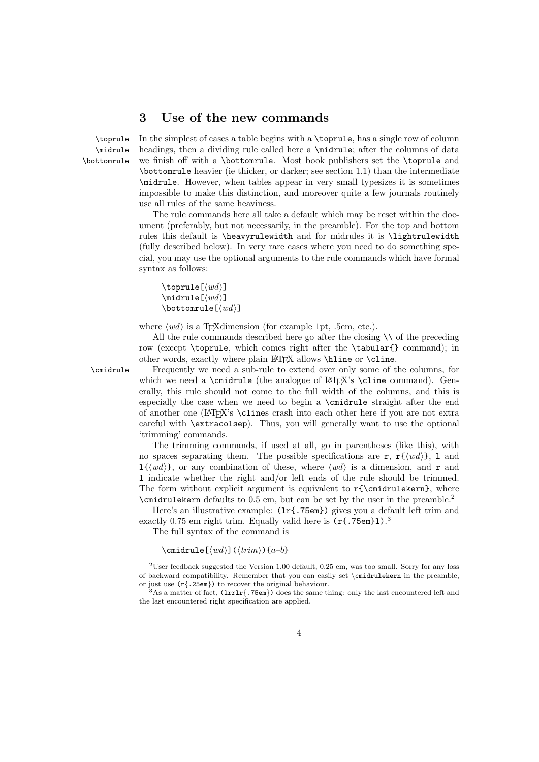## 3 Use of the new commands

`\toprule` `\midrule` `\bottomrule` In the simplest of cases a table begins with a `\toprule`, has a single row of column headings, then a dividing rule called here a `\midrule`; after the columns of data we finish off with a `\bottomrule`. Most book publishers set the `\toprule` and `\bottomrule` heavier (ie thicker, or darker; see section 1.1) than the intermediate `\midrule`. However, when tables appear in very small typesizes it is sometimes impossible to make this distinction, and moreover quite a few journals routinely use all rules of the same heaviness.

The rule commands here all take a default which may be reset within the document (preferably, but not necessarily, in the preamble). For the top and bottom rules this default is `\heavyrulewidth` and for midrules it is `\lightrulewidth` (fully described below). In very rare cases where you need to do something special, you may use the optional arguments to the rule commands which have formal syntax as follows:

```
\toprule[⟨wd⟩]
\midrule[⟨wd⟩]
\bottomrule[⟨wd⟩]
```

where ⟨*wd*⟩ is a TEXdimension (for example 1pt, .5em, etc.).

All the rule commands described here go after the closing `\\` of the preceding row (except `\toprule`, which comes right after the `\tabular{}` command); in other words, exactly where plain LATEX allows `\hline` or `\cline`.

`\cmidrule` Frequently we need a sub-rule to extend over only some of the columns, for which we need a `\cmidrule` (the analogue of LATEX's `\cline` command). Generally, this rule should not come to the full width of the columns, and this is especially the case when we need to begin a `\cmidrule` straight after the end of another one (LATEX's `\cline`s crash into each other here if you are not extra careful with `\extracolsep`). Thus, you will generally want to use the optional 'trimming' commands.

The trimming commands, if used at all, go in parentheses (like this), with no spaces separating them. The possible specifications are `r`, `r{`⟨*wd*⟩`}`, `l` and `l{`⟨*wd*⟩`}`, or any combination of these, where ⟨*wd*⟩ is a dimension, and `r` and `l` indicate whether the right and/or left ends of the rule should be trimmed. The form without explicit argument is equivalent to `r{\cmidrulekern}`, where `\cmidrulekern` defaults to 0.5 em, but can be set by the user in the preamble.[2]

Here's an illustrative example: `(lr{.75em})` gives you a default left trim and exactly 0.75 em right trim. Equally valid here is `(r{.75em}l)`.[3]

The full syntax of the command is

```
\cmidrule[⟨wd⟩](⟨trim⟩){a–b}
```

---

[2] User feedback suggested the Version 1.00 default, 0.25 em, was too small. Sorry for any loss of backward compatibility. Remember that you can easily set `\cmidrulekern` in the preamble, or just use `(r{.25em})` to recover the original behaviour.

[3] As a matter of fact, `(lrrlr{.75em})` does the same thing: only the last encountered left and the last encountered right specification are applied.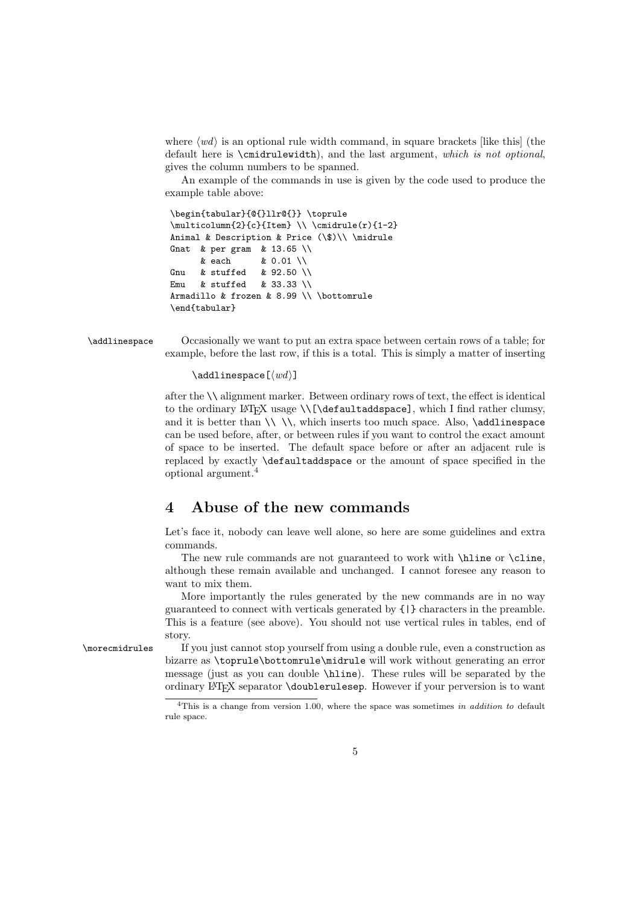where ⟨*wd*⟩ is an optional rule width command, in square brackets [like this] (the default here is `\cmidrulewidth`), and the last argument, *which is not optional*, gives the column numbers to be spanned.

An example of the commands in use is given by the code used to produce the example table above:

```
\begin{tabular}{@{}llr@{}} \toprule
\multicolumn{2}{c}{Item} \\ \cmidrule(r){1-2}
Animal & Description & Price (\$)\\ \midrule
Gnat  & per gram  & 13.65 \\
      & each      & 0.01 \\
Gnu   & stuffed   & 92.50 \\
Emu   & stuffed   & 33.33 \\
Armadillo & frozen & 8.99 \\ \bottomrule
\end{tabular}
```

`\addlinespace` Occasionally we want to put an extra space between certain rows of a table; for example, before the last row, if this is a total. This is simply a matter of inserting

`\addlinespace[`⟨*wd*⟩`]`

after the `\\` alignment marker. Between ordinary rows of text, the effect is identical to the ordinary LaTeX usage `\\[\defaultaddspace]`, which I find rather clumsy, and it is better than `\\ \\`, which inserts too much space. Also, `\addlinespace` can be used before, after, or between rules if you want to control the exact amount of space to be inserted. The default space before or after an adjacent rule is replaced by exactly `\defaultaddspace` or the amount of space specified in the optional argument.[4]

## 4 Abuse of the new commands

Let's face it, nobody can leave well alone, so here are some guidelines and extra commands.

The new rule commands are not guaranteed to work with `\hline` or `\cline`, although these remain available and unchanged. I cannot foresee any reason to want to mix them.

More importantly the rules generated by the new commands are in no way guaranteed to connect with verticals generated by `{|}` characters in the preamble. This is a feature (see above). You should not use vertical rules in tables, end of story.

`\morecmidrules` If you just cannot stop yourself from using a double rule, even a construction as bizarre as `\toprule\bottomrule\midrule` will work without generating an error message (just as you can double `\hline`). These rules will be separated by the ordinary LaTeX separator `\doublerulesep`. However if your perversion is to want

[4] This is a change from version 1.00, where the space was sometimes *in addition to* default rule space.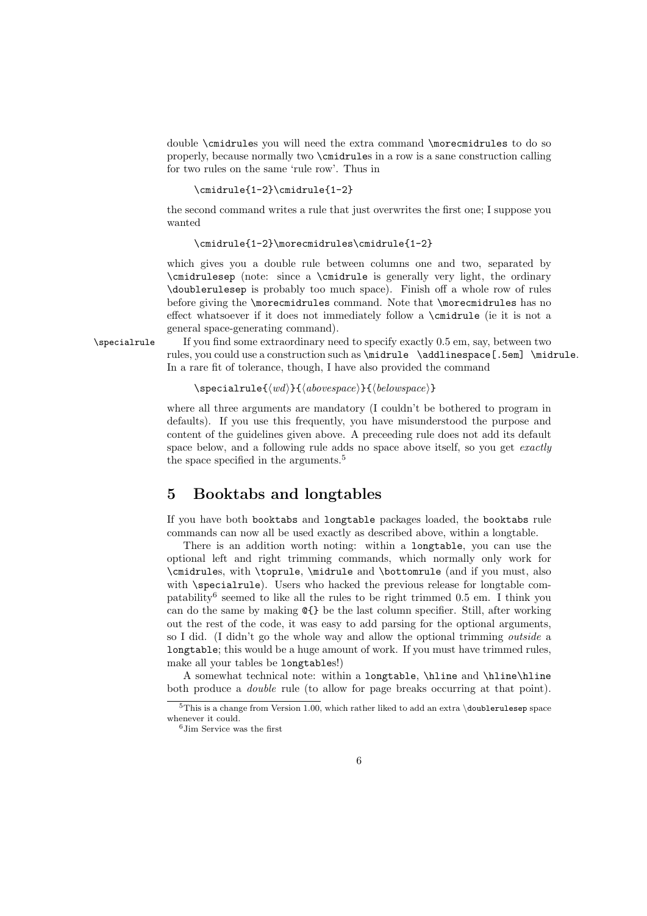double `\cmidrule`s you will need the extra command `\morecmidrules` to do so properly, because normally two `\cmidrule`s in a row is a sane construction calling for two rules on the same 'rule row'. Thus in

```
\cmidrule{1-2}\cmidrule{1-2}
```

the second command writes a rule that just overwrites the first one; I suppose you wanted

```
\cmidrule{1-2}\morecmidrules\cmidrule{1-2}
```

which gives you a double rule between columns one and two, separated by `\cmidrulesep` (note: since a `\cmidrule` is generally very light, the ordinary `\doublerulesep` is probably too much space). Finish off a whole row of rules before giving the `\morecmidrules` command. Note that `\morecmidrules` has no effect whatsoever if it does not immediately follow a `\cmidrule` (ie it is not a general space-generating command).

`\specialrule` If you find some extraordinary need to specify exactly 0.5 em, say, between two rules, you could use a construction such as `\midrule \addlinespace[.5em] \midrule`. In a rare fit of tolerance, though, I have also provided the command

```
\specialrule{⟨wd⟩}{⟨abovespace⟩}{⟨belowspace⟩}
```

where all three arguments are mandatory (I couldn't be bothered to program in defaults). If you use this frequently, you have misunderstood the purpose and content of the guidelines given above. A preceeding rule does not add its default space below, and a following rule adds no space above itself, so you get *exactly* the space specified in the arguments.[5]

## 5 Booktabs and longtables

If you have both `booktabs` and `longtable` packages loaded, the `booktabs` rule commands can now all be used exactly as described above, within a longtable.

There is an addition worth noting: within a `longtable`, you can use the optional left and right trimming commands, which normally only work for `\cmidrule`s, with `\toprule`, `\midrule` and `\bottomrule` (and if you must, also with `\specialrule`). Users who hacked the previous release for longtable compatability[6] seemed to like all the rules to be right trimmed 0.5 em. I think you can do the same by making `@{}` be the last column specifier. Still, after working out the rest of the code, it was easy to add parsing for the optional arguments, so I did. (I didn't go the whole way and allow the optional trimming *outside* a `longtable`; this would be a huge amount of work. If you must have trimmed rules, make all your tables be `longtable`s!)

A somewhat technical note: within a `longtable`, `\hline` and `\hline\hline` both produce a *double* rule (to allow for page breaks occurring at that point).

[5] This is a change from Version 1.00, which rather liked to add an extra `\doublerulesep` space whenever it could.

[6] Jim Service was the first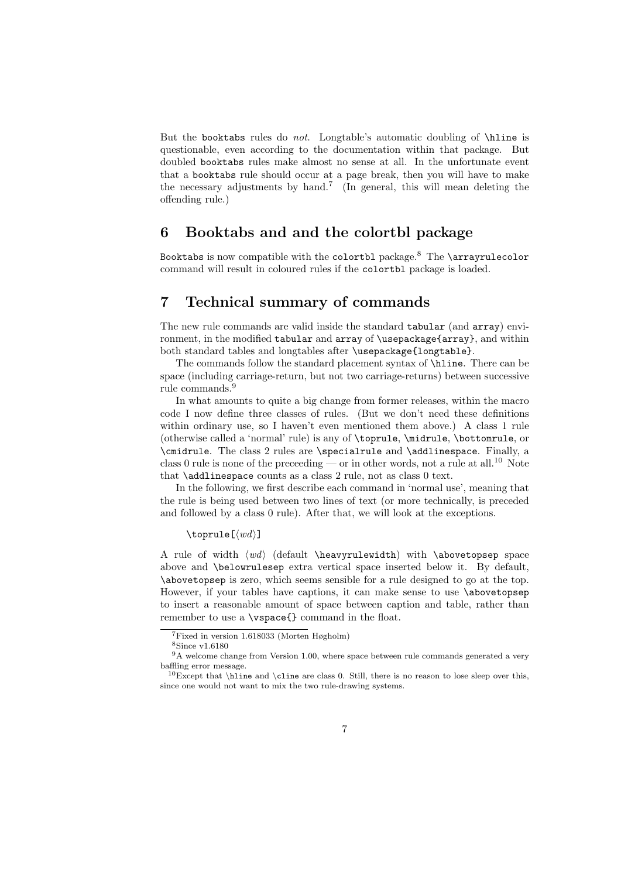But the `booktabs` rules do *not*. Longtable's automatic doubling of `\hline` is questionable, even according to the documentation within that package. But doubled `booktabs` rules make almost no sense at all. In the unfortunate event that a `booktabs` rule should occur at a page break, then you will have to make the necessary adjustments by hand.[7] (In general, this will mean deleting the offending rule.)

## 6 Booktabs and and the colortbl package

`Booktabs` is now compatible with the `colortbl` package.[8] The `\arrayrulecolor` command will result in coloured rules if the `colortbl` package is loaded.

## 7 Technical summary of commands

The new rule commands are valid inside the standard `tabular` (and `array`) environment, in the modified `tabular` and `array` of `\usepackage{array}`, and within both standard tables and longtables after `\usepackage{longtable}`.

The commands follow the standard placement syntax of `\hline`. There can be space (including carriage-return, but not two carriage-returns) between successive rule commands.[9]

In what amounts to quite a big change from former releases, within the macro code I now define three classes of rules. (But we don't need these definitions within ordinary use, so I haven't even mentioned them above.) A class 1 rule (otherwise called a 'normal' rule) is any of `\toprule`, `\midrule`, `\bottomrule`, or `\cmidrule`. The class 2 rules are `\specialrule` and `\addlinespace`. Finally, a class 0 rule is none of the preceeding — or in other words, not a rule at all.[10] Note that `\addlinespace` counts as a class 2 rule, not as class 0 text.

In the following, we first describe each command in 'normal use', meaning that the rule is being used between two lines of text (or more technically, is preceded and followed by a class 0 rule). After that, we will look at the exceptions.

`\toprule[⟨wd⟩]`

A rule of width ⟨*wd*⟩ (default `\heavyrulewidth`) with `\abovetopsep` space above and `\belowrulesep` extra vertical space inserted below it. By default, `\abovetopsep` is zero, which seems sensible for a rule designed to go at the top. However, if your tables have captions, it can make sense to use `\abovetopsep` to insert a reasonable amount of space between caption and table, rather than remember to use a `\vspace{}` command in the float.

---

[7] Fixed in version 1.618033 (Morten Høgholm)

[8] Since v1.6180

[9] A welcome change from Version 1.00, where space between rule commands generated a very baffling error message.

[10] Except that `\hline` and `\cline` are class 0. Still, there is no reason to lose sleep over this, since one would not want to mix the two rule-drawing systems.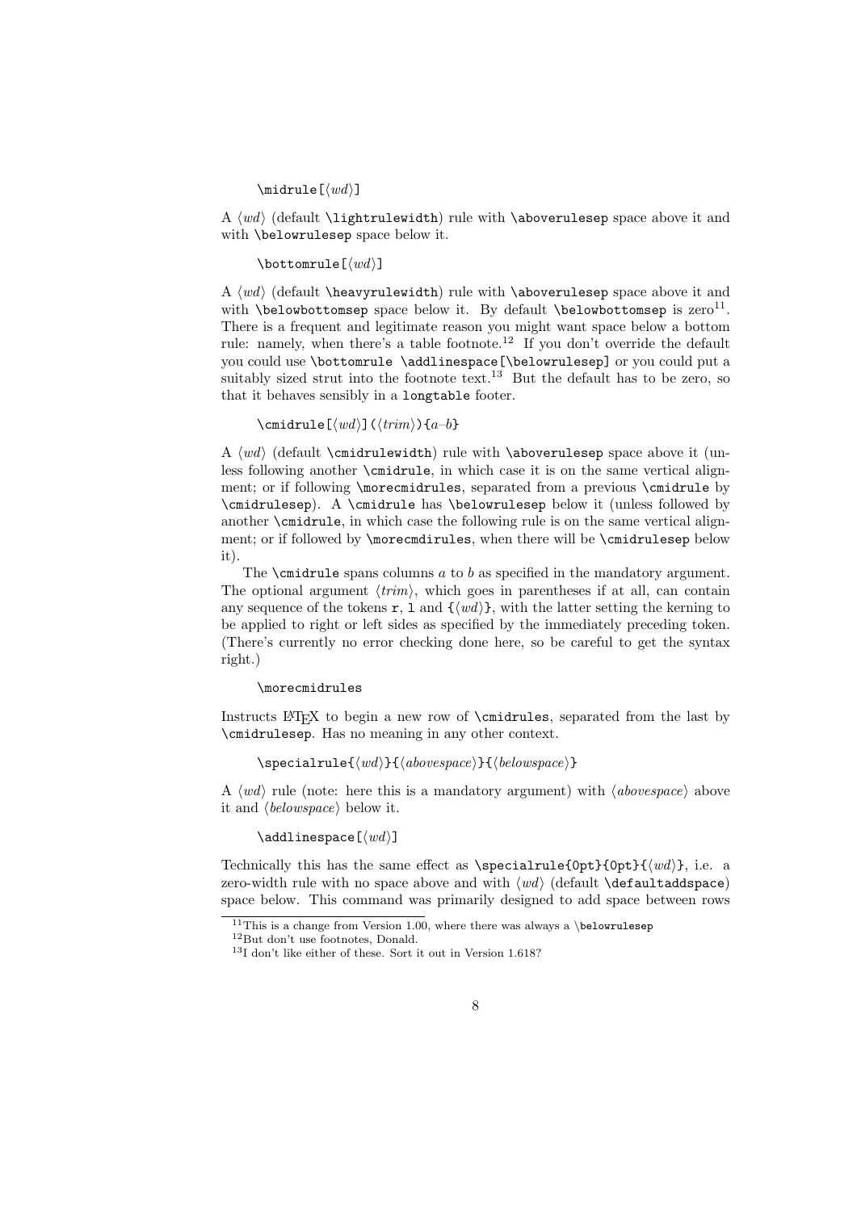`\midrule[⟨wd⟩]`

A ⟨*wd*⟩ (default `\lightrulewidth`) rule with `\aboverulesep` space above it and with `\belowrulesep` space below it.

`\bottomrule[⟨wd⟩]`

A ⟨*wd*⟩ (default `\heavyrulewidth`) rule with `\aboverulesep` space above it and with `\belowbottomsep` space below it. By default `\belowbottomsep` is zero[11]. There is a frequent and legitimate reason you might want space below a bottom rule: namely, when there's a table footnote.[12] If you don't override the default you could use `\bottomrule \addlinespace[\belowrulesep]` or you could put a suitably sized strut into the footnote text.[13] But the default has to be zero, so that it behaves sensibly in a `longtable` footer.

`\cmidrule[⟨wd⟩](⟨trim⟩){a–b}`

A ⟨*wd*⟩ (default `\cmidrulewidth`) rule with `\aboverulesep` space above it (unless following another `\cmidrule`, in which case it is on the same vertical alignment; or if following `\morecmidrules`, separated from a previous `\cmidrule` by `\cmidrulesep`). A `\cmidrule` has `\belowrulesep` below it (unless followed by another `\cmidrule`, in which case the following rule is on the same vertical alignment; or if followed by `\morecmdirules`, when there will be `\cmidrulesep` below it).

The `\cmidrule` spans columns *a* to *b* as specified in the mandatory argument. The optional argument ⟨*trim*⟩, which goes in parentheses if at all, can contain any sequence of the tokens `r`, `l` and `{⟨wd⟩}`, with the latter setting the kerning to be applied to right or left sides as specified by the immediately preceding token. (There's currently no error checking done here, so be careful to get the syntax right.)

`\morecmidrules`

Instructs LaTeX to begin a new row of `\cmidrules`, separated from the last by `\cmidrulesep`. Has no meaning in any other context.

`\specialrule{⟨wd⟩}{⟨abovespace⟩}{⟨belowspace⟩}`

A ⟨*wd*⟩ rule (note: here this is a mandatory argument) with ⟨*abovespace*⟩ above it and ⟨*belowspace*⟩ below it.

`\addlinespace[⟨wd⟩]`

Technically this has the same effect as `\specialrule{0pt}{0pt}{⟨wd⟩}`, i.e. a zero-width rule with no space above and with ⟨*wd*⟩ (default `\defaultaddspace`) space below. This command was primarily designed to add space between rows

---

[11] This is a change from Version 1.00, where there was always a `\belowrulesep`

[12] But don't use footnotes, Donald.

[13] I don't like either of these. Sort it out in Version 1.618?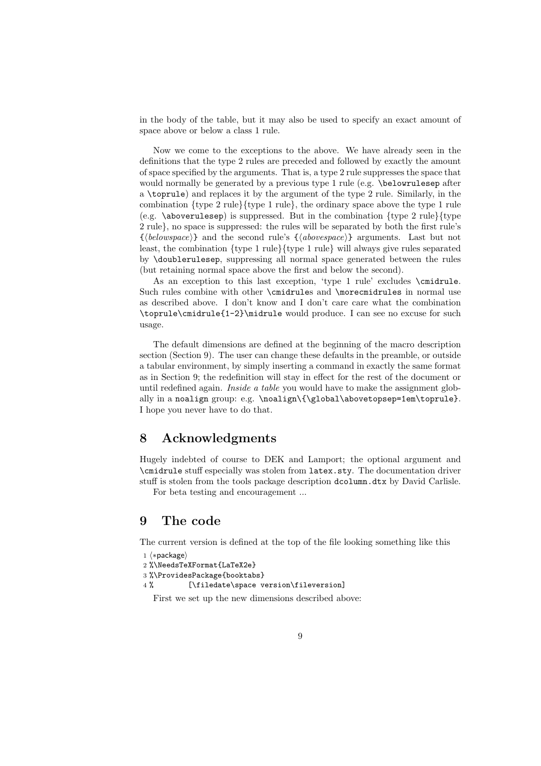in the body of the table, but it may also be used to specify an exact amount of space above or below a class 1 rule.

Now we come to the exceptions to the above. We have already seen in the definitions that the type 2 rules are preceded and followed by exactly the amount of space specified by the arguments. That is, a type 2 rule suppresses the space that would normally be generated by a previous type 1 rule (e.g. `\belowrulesep` after a `\toprule`) and replaces it by the argument of the type 2 rule. Similarly, in the combination {type 2 rule}{type 1 rule}, the ordinary space above the type 1 rule (e.g. `\aboverulesep`) is suppressed. But in the combination {type 2 rule}{type 2 rule}, no space is suppressed: the rules will be separated by both the first rule's `{`⟨*belowspace*⟩`}` and the second rule's `{`⟨*abovespace*⟩`}` arguments. Last but not least, the combination {type 1 rule}{type 1 rule} will always give rules separated by `\doublerulesep`, suppressing all normal space generated between the rules (but retaining normal space above the first and below the second).

As an exception to this last exception, 'type 1 rule' excludes `\cmidrule`. Such rules combine with other `\cmidrule`s and `\morecmidrules` in normal use as described above. I don't know and I don't care care what the combination `\toprule\cmidrule{1-2}\midrule` would produce. I can see no excuse for such usage.

The default dimensions are defined at the beginning of the macro description section (Section 9). The user can change these defaults in the preamble, or outside a tabular environment, by simply inserting a command in exactly the same format as in Section 9; the redefinition will stay in effect for the rest of the document or until redefined again. *Inside a table* you would have to make the assignment globally in a `noalign` group: e.g. `\noalign\{\global\abovetopsep=1em\toprule}`. I hope you never have to do that.

## 8 Acknowledgments

Hugely indebted of course to DEK and Lamport; the optional argument and `\cmidrule` stuff especially was stolen from `latex.sty`. The documentation driver stuff is stolen from the tools package description `dcolumn.dtx` by David Carlisle.

For beta testing and encouragement ...

## 9 The code

The current version is defined at the top of the file looking something like this

```
1 ⟨*package⟩
2 %\NeedsTeXFormat{LaTeX2e}
3 %\ProvidesPackage{booktabs}
4 %        [\filedate\space version\fileversion]
```

First we set up the new dimensions described above: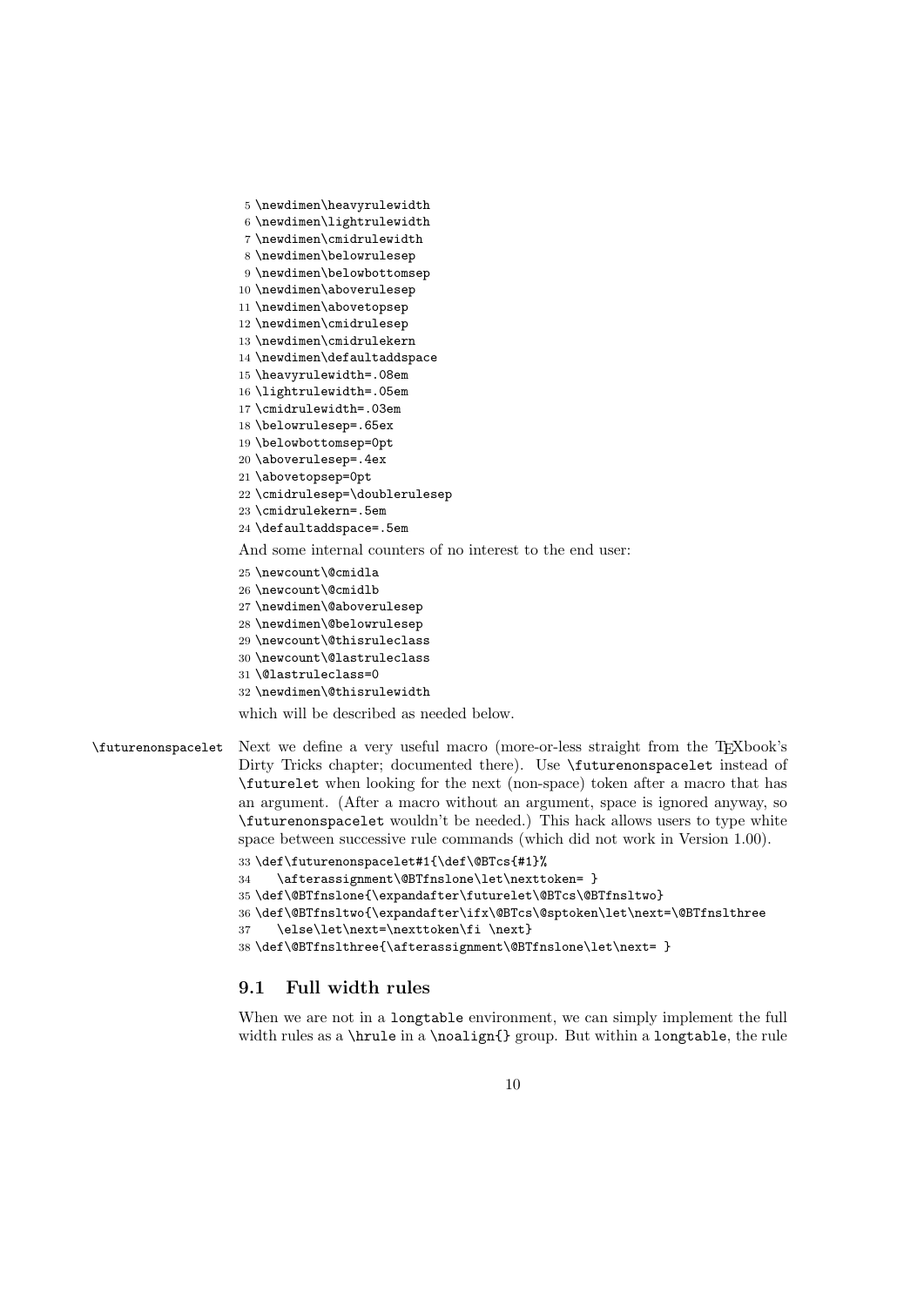```
5 \newdimen\heavyrulewidth
6 \newdimen\lightrulewidth
7 \newdimen\cmidrulewidth
8 \newdimen\belowrulesep
9 \newdimen\belowbottomsep
10 \newdimen\aboverulesep
11 \newdimen\abovetopsep
12 \newdimen\cmidrulesep
13 \newdimen\cmidrulekern
14 \newdimen\defaultaddspace
15 \heavyrulewidth=.08em
16 \lightrulewidth=.05em
17 \cmidrulewidth=.03em
18 \belowrulesep=.65ex
19 \belowbottomsep=0pt
20 \aboverulesep=.4ex
21 \abovetopsep=0pt
22 \cmidrulesep=\doublerulesep
23 \cmidrulekern=.5em
24 \defaultaddspace=.5em
```

And some internal counters of no interest to the end user:

```
25 \newcount\@cmidla
26 \newcount\@cmidlb
27 \newdimen\@aboverulesep
28 \newdimen\@belowrulesep
29 \newcount\@thisruleclass
30 \newcount\@lastruleclass
31 \@lastruleclass=0
32 \newdimen\@thisrulewidth
```

which will be described as needed below.

`\futurenonspacelet` Next we define a very useful macro (more-or-less straight from the TEXbook's Dirty Tricks chapter; documented there). Use `\futurenonspacelet` instead of `\futurelet` when looking for the next (non-space) token after a macro that has an argument. (After a macro without an argument, space is ignored anyway, so `\futurenonspacelet` wouldn't be needed.) This hack allows users to type white space between successive rule commands (which did not work in Version 1.00).

```
33 \def\futurenonspacelet#1{\def\@BTcs{#1}%
34    \afterassignment\@BTfnslone\let\nexttoken= }
35 \def\@BTfnslone{\expandafter\futurelet\@BTcs\@BTfnsltwo}
36 \def\@BTfnsltwo{\expandafter\ifx\@BTcs\@sptoken\let\next=\@BTfnslthree
37    \else\let\next=\nexttoken\fi \next}
38 \def\@BTfnslthree{\afterassignment\@BTfnslone\let\next= }
```

## 9.1 Full width rules

When we are not in a `longtable` environment, we can simply implement the full width rules as a `\hrule` in a `\noalign{}` group. But within a `longtable`, the rule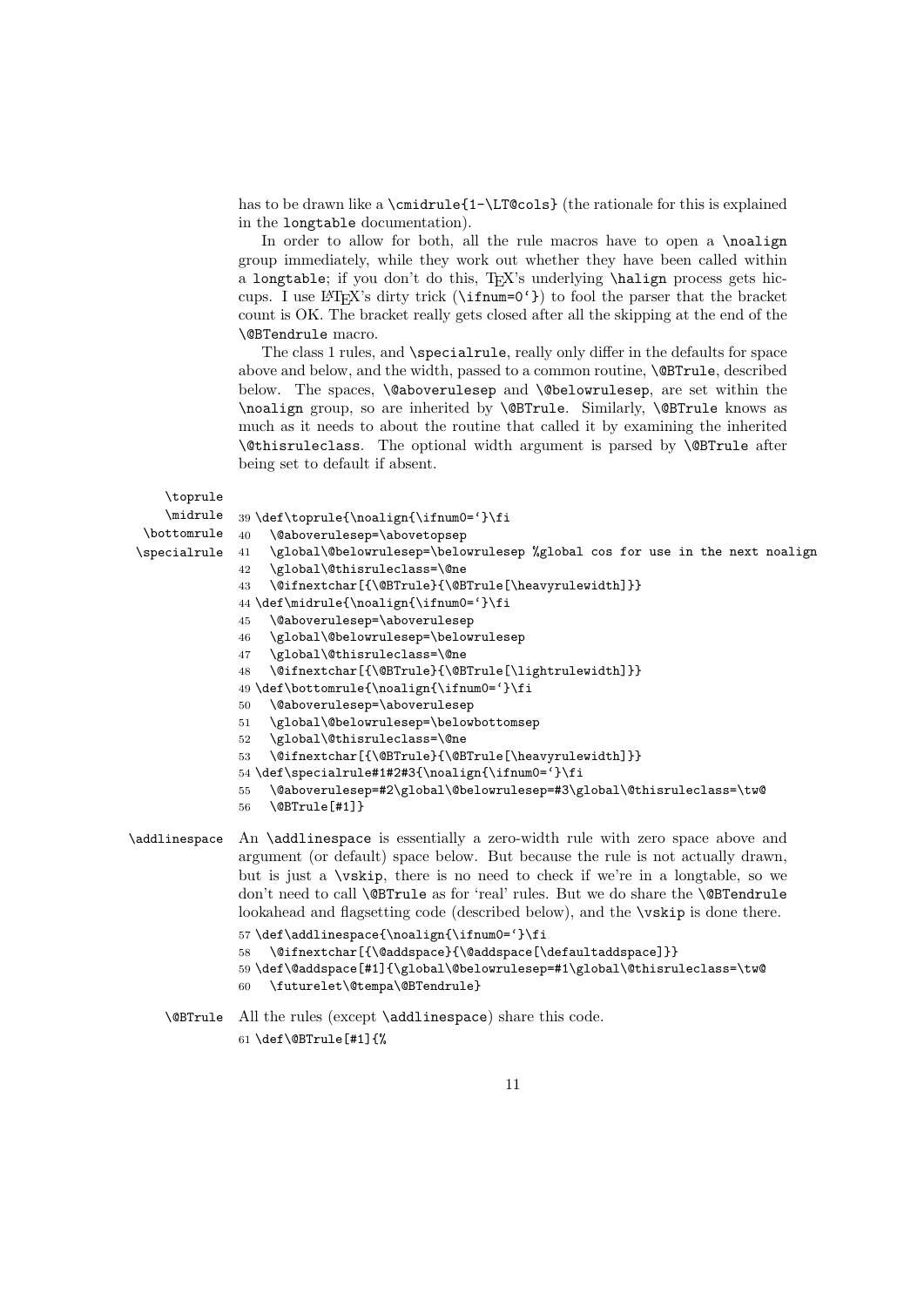has to be drawn like a `\cmidrule{1-\LT@cols}` (the rationale for this is explained in the `longtable` documentation).

In order to allow for both, all the rule macros have to open a `\noalign` group immediately, while they work out whether they have been called within a `longtable`; if you don't do this, TeX's underlying `\halign` process gets hiccups. I use LaTeX's dirty trick (`\ifnum=0`}`) to fool the parser that the bracket count is OK. The bracket really gets closed after all the skipping at the end of the `\@BTendrule` macro.

The class 1 rules, and `\specialrule`, really only differ in the defaults for space above and below, and the width, passed to a common routine, `\@BTrule`, described below. The spaces, `\@aboverulesep` and `\@belowrulesep`, are set within the `\noalign` group, so are inherited by `\@BTrule`. Similarly, `\@BTrule` knows as much as it needs to about the routine that called it by examining the inherited `\@thisruleclass`. The optional width argument is parsed by `\@BTrule` after being set to default if absent.

`\toprule` `\midrule` `\bottomrule` `\specialrule`

```
39 \def\toprule{\noalign{\ifnum0=`}\fi
40   \@aboverulesep=\abovetopsep
41   \global\@belowrulesep=\belowrulesep %global cos for use in the next noalign
42   \global\@thisruleclass=\@ne
43   \@ifnextchar[{\@BTrule}{\@BTrule[\heavyrulewidth]}}
44 \def\midrule{\noalign{\ifnum0=`}\fi
45   \@aboverulesep=\aboverulesep
46   \global\@belowrulesep=\belowrulesep
47   \global\@thisruleclass=\@ne
48   \@ifnextchar[{\@BTrule}{\@BTrule[\lightrulewidth]}}
49 \def\bottomrule{\noalign{\ifnum0=`}\fi
50   \@aboverulesep=\aboverulesep
51   \global\@belowrulesep=\belowbottomsep
52   \global\@thisruleclass=\@ne
53   \@ifnextchar[{\@BTrule}{\@BTrule[\heavyrulewidth]}}
54 \def\specialrule#1#2#3{\noalign{\ifnum0=`}\fi
55   \@aboverulesep=#2\global\@belowrulesep=#3\global\@thisruleclass=\tw@
56   \@BTrule[#1]}
```

`\addlinespace` An `\addlinespace` is essentially a zero-width rule with zero space above and argument (or default) space below. But because the rule is not actually drawn, but is just a `\vskip`, there is no need to check if we're in a longtable, so we don't need to call `\@BTrule` as for 'real' rules. But we do share the `\@BTendrule` lookahead and flagsetting code (described below), and the `\vskip` is done there.

```
57 \def\addlinespace{\noalign{\ifnum0=`}\fi
58   \@ifnextchar[{\@addspace}{\@addspace[\defaultaddspace]}}
59 \def\@addspace[#1]{\global\@belowrulesep=#1\global\@thisruleclass=\tw@
60   \futurelet\@tempa\@BTendrule}
```

`\@BTrule` All the rules (except `\addlinespace`) share this code.

```
61 \def\@BTrule[#1]{%
```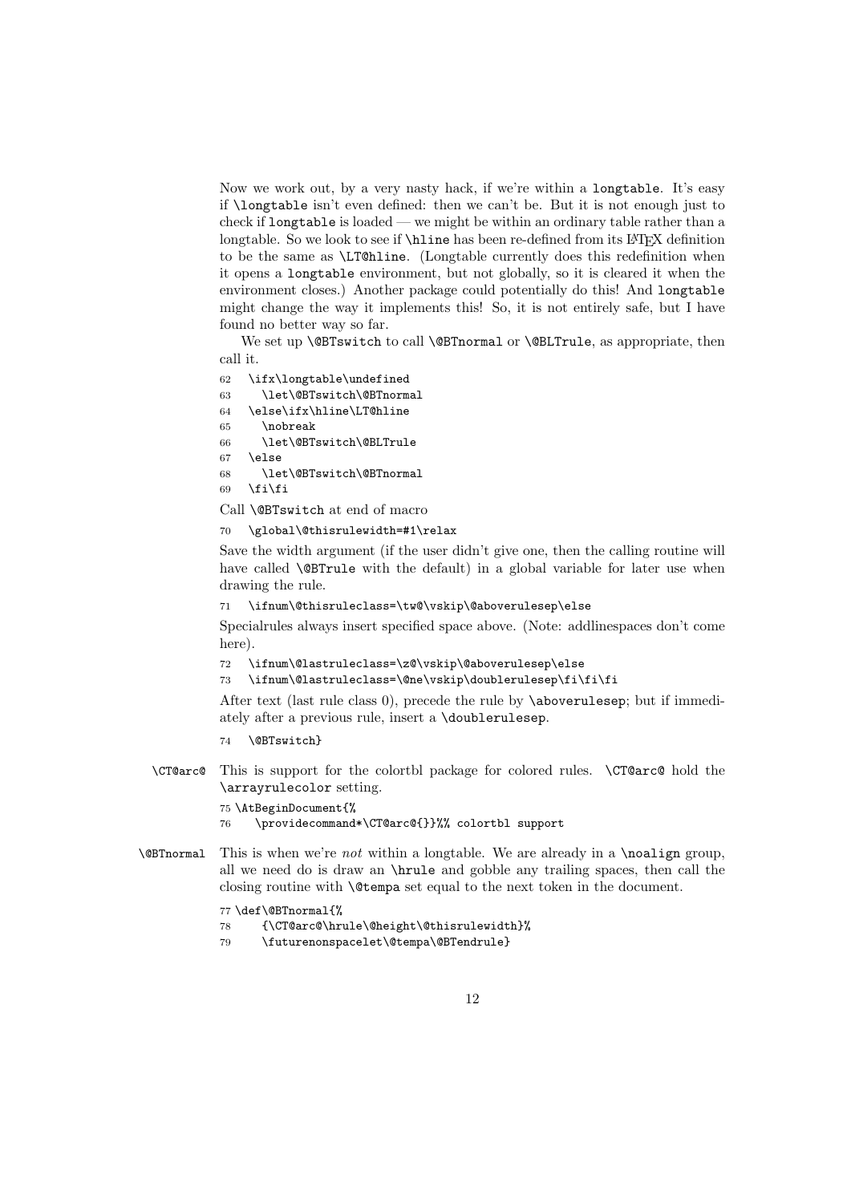Now we work out, by a very nasty hack, if we're within a `longtable`. It's easy if `\longtable` isn't even defined: then we can't be. But it is not enough just to check if `longtable` is loaded — we might be within an ordinary table rather than a longtable. So we look to see if `\hline` has been re-defined from its LaTeX definition to be the same as `\LT@hline`. (Longtable currently does this redefinition when it opens a `longtable` environment, but not globally, so it is cleared it when the environment closes.) Another package could potentially do this! And `longtable` might change the way it implements this! So, it is not entirely safe, but I have found no better way so far.

We set up `\@BTswitch` to call `\@BTnormal` or `\@BLTrule`, as appropriate, then call it.

```
62   \ifx\longtable\undefined
63     \let\@BTswitch\@BTnormal
64   \else\ifx\hline\LT@hline
65     \nobreak
66     \let\@BTswitch\@BLTrule
67   \else
68     \let\@BTswitch\@BTnormal
69   \fi\fi
```

Call `\@BTswitch` at end of macro

```
70   \global\@thisrulewidth=#1\relax
```

Save the width argument (if the user didn't give one, then the calling routine will have called `\@BTrule` with the default) in a global variable for later use when drawing the rule.

```
71   \ifnum\@thisruleclass=\tw@\vskip\@aboverulesep\else
```

Specialrules always insert specified space above. (Note: addlinespaces don't come here).

```
72   \ifnum\@lastruleclass=\z@\vskip\@aboverulesep\else
73   \ifnum\@lastruleclass=\@ne\vskip\doublerulesep\fi\fi\fi
```

After text (last rule class 0), precede the rule by `\aboverulesep`; but if immediately after a previous rule, insert a `\doublerulesep`.

```
74   \@BTswitch}
```

`\CT@arc@` This is support for the colortbl package for colored rules. `\CT@arc@` hold the `\arrayrulecolor` setting.

```
75 \AtBeginDocument{%
76     \providecommand*\CT@arc@{}}%% colortbl support
```

`\@BTnormal` This is when we're *not* within a longtable. We are already in a `\noalign` group, all we need do is draw an `\hrule` and gobble any trailing spaces, then call the closing routine with `\@tempa` set equal to the next token in the document.

```
77 \def\@BTnormal{%
78     {\CT@arc@\hrule\@height\@thisrulewidth}%
79     \futurenonspacelet\@tempa\@BTendrule}
```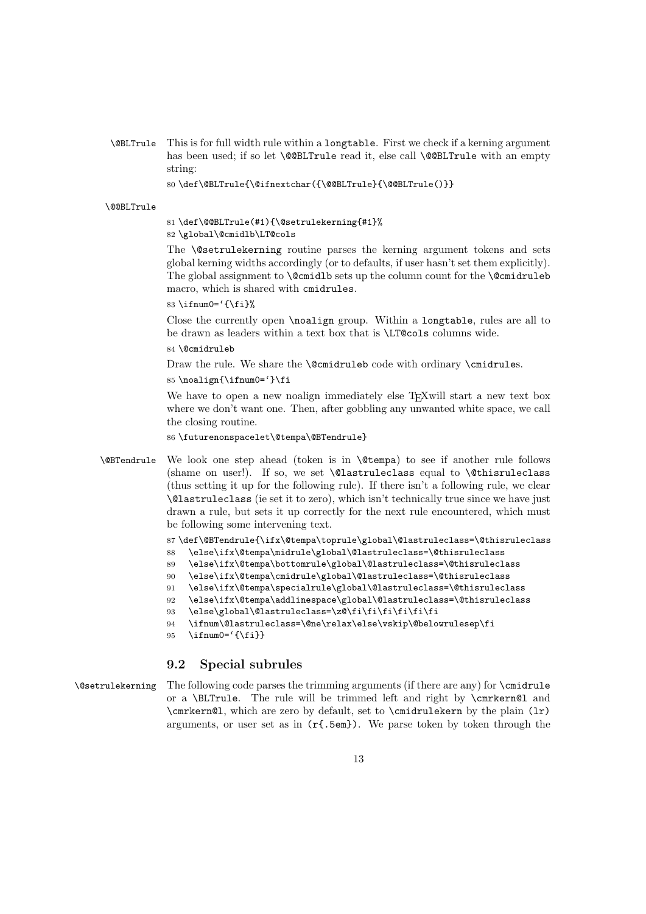`\@BLTrule` This is for full width rule within a `longtable`. First we check if a kerning argument has been used; if so let `\@@BLTrule` read it, else call `\@@BLTrule` with an empty string:

```
80 \def\@BLTrule{\@ifnextchar({\@@BLTrule}{\@@BLTrule()}}
```

`\@@BLTrule`

```
81 \def\@@BLTrule(#1){\@setrulekerning{#1}%
82 \global\@cmidlb\LT@cols
```

The `\@setrulekerning` routine parses the kerning argument tokens and sets global kerning widths accordingly (or to defaults, if user hasn't set them explicitly). The global assignment to `\@cmidlb` sets up the column count for the `\@cmidruleb` macro, which is shared with `cmidrules`.

```
83 \ifnum0=`{\fi}%
```

Close the currently open `\noalign` group. Within a `longtable`, rules are all to be drawn as leaders within a text box that is `\LT@cols` columns wide.

```
84 \@cmidruleb
```

Draw the rule. We share the `\@cmidruleb` code with ordinary `\cmidrule`s.

```
85 \noalign{\ifnum0=`}\fi
```

We have to open a new noalign immediately else TEXwill start a new text box where we don't want one. Then, after gobbling any unwanted white space, we call the closing routine.

```
86 \futurenonspacelet\@tempa\@BTendrule}
```

`\@BTendrule` We look one step ahead (token is in `\@tempa`) to see if another rule follows (shame on user!). If so, we set `\@lastruleclass` equal to `\@thisruleclass` (thus setting it up for the following rule). If there isn't a following rule, we clear `\@lastruleclass` (ie set it to zero), which isn't technically true since we have just drawn a rule, but sets it up correctly for the next rule encountered, which must be following some intervening text.

```
87 \def\@BTendrule{\ifx\@tempa\toprule\global\@lastruleclass=\@thisruleclass
88   \else\ifx\@tempa\midrule\global\@lastruleclass=\@thisruleclass
89   \else\ifx\@tempa\bottomrule\global\@lastruleclass=\@thisruleclass
90   \else\ifx\@tempa\cmidrule\global\@lastruleclass=\@thisruleclass
91   \else\ifx\@tempa\specialrule\global\@lastruleclass=\@thisruleclass
92   \else\ifx\@tempa\addlinespace\global\@lastruleclass=\@thisruleclass
93   \else\global\@lastruleclass=\z@\fi\fi\fi\fi\fi\fi
94   \ifnum\@lastruleclass=\@ne\relax\else\vskip\@belowrulesep\fi
95   \ifnum0=`{\fi}}
```

## 9.2 Special subrules

`\@setrulekerning` The following code parses the trimming arguments (if there are any) for `\cmidrule` or a `\BLTrule`. The rule will be trimmed left and right by `\cmrkern@l` and `\cmrkern@l`, which are zero by default, set to `\cmidrulekern` by the plain `(lr)` arguments, or user set as in `(r{.5em})`. We parse token by token through the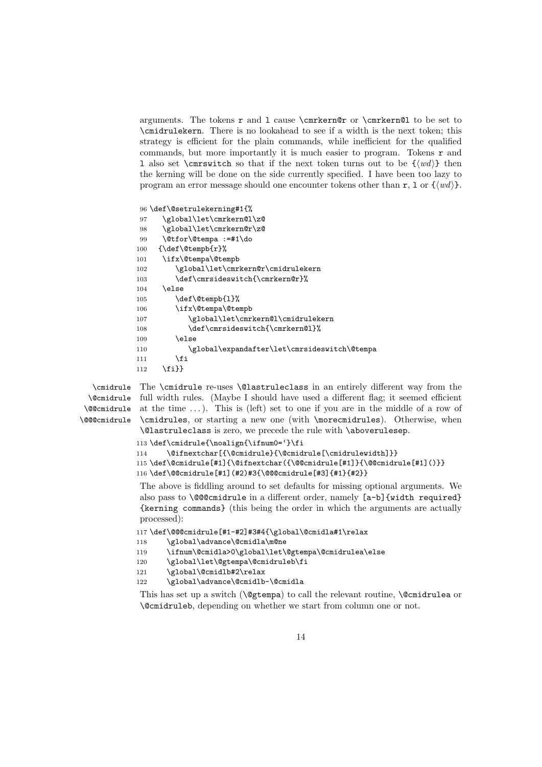arguments. The tokens `r` and `l` cause `\cmrkern@r` or `\cmrkern@l` to be set to `\cmidrulekern`. There is no lookahead to see if a width is the next token; this strategy is efficient for the plain commands, while inefficient for the qualified commands, but more importantly it is much easier to program. Tokens `r` and `l` also set `\cmrswitch` so that if the next token turns out to be `{`⟨*wd*⟩`}` then the kerning will be done on the side currently specified. I have been too lazy to program an error message should one encounter tokens other than `r`, `l` or `{`⟨*wd*⟩`}`.

```
 96 \def\@setrulekerning#1{%
 97    \global\let\cmrkern@l\z@
 98    \global\let\cmrkern@r\z@
 99    \@tfor\@tempa :=#1\do
100   {\def\@tempb{r}%
101    \ifx\@tempa\@tempb
102       \global\let\cmrkern@r\cmidrulekern
103       \def\cmrsideswitch{\cmrkern@r}%
104    \else
105       \def\@tempb{l}%
106       \ifx\@tempa\@tempb
107          \global\let\cmrkern@l\cmidrulekern
108          \def\cmrsideswitch{\cmrkern@l}%
109       \else
110          \global\expandafter\let\cmrsideswitch\@tempa
111       \fi
112    \fi}}
```

`\cmidrule` `\@cmidrule` `\@@cmidrule` `\@@@cmidrule`

The `\cmidrule` re-uses `\@lastruleclass` in an entirely different way from the full width rules. (Maybe I should have used a different flag; it seemed efficient at the time . . . ). This is (left) set to one if you are in the middle of a row of `\cmidrules`, or starting a new one (with `\morecmidrules`). Otherwise, when `\@lastruleclass` is zero, we precede the rule with `\aboverulesep`.

```
113 \def\cmidrule{\noalign{\ifnum0=`}\fi
114     \@ifnextchar[{\@cmidrule}{\@cmidrule[\cmidrulewidth]}}
115 \def\@cmidrule[#1]{\@ifnextchar({\@@cmidrule[#1]}{\@@cmidrule[#1]()}}
116 \def\@@cmidrule[#1](#2)#3{\@@@cmidrule[#3]{#1}{#2}}
```

The above is fiddling around to set defaults for missing optional arguments. We also pass to `\@@@cmidrule` in a different order, namely `[a-b]{width required}` `{kerning commands}` (this being the order in which the arguments are actually processed):

```
117 \def\@@@cmidrule[#1-#2]#3#4{\global\@cmidla#1\relax
118     \global\advance\@cmidla\m@ne
119     \ifnum\@cmidla>0\global\let\@gtempa\@cmidrulea\else
120     \global\let\@gtempa\@cmidruleb\fi
121     \global\@cmidlb#2\relax
122     \global\advance\@cmidlb-\@cmidla
```

This has set up a switch (`\@gtempa`) to call the relevant routine, `\@cmidrulea` or `\@cmidruleb`, depending on whether we start from column one or not.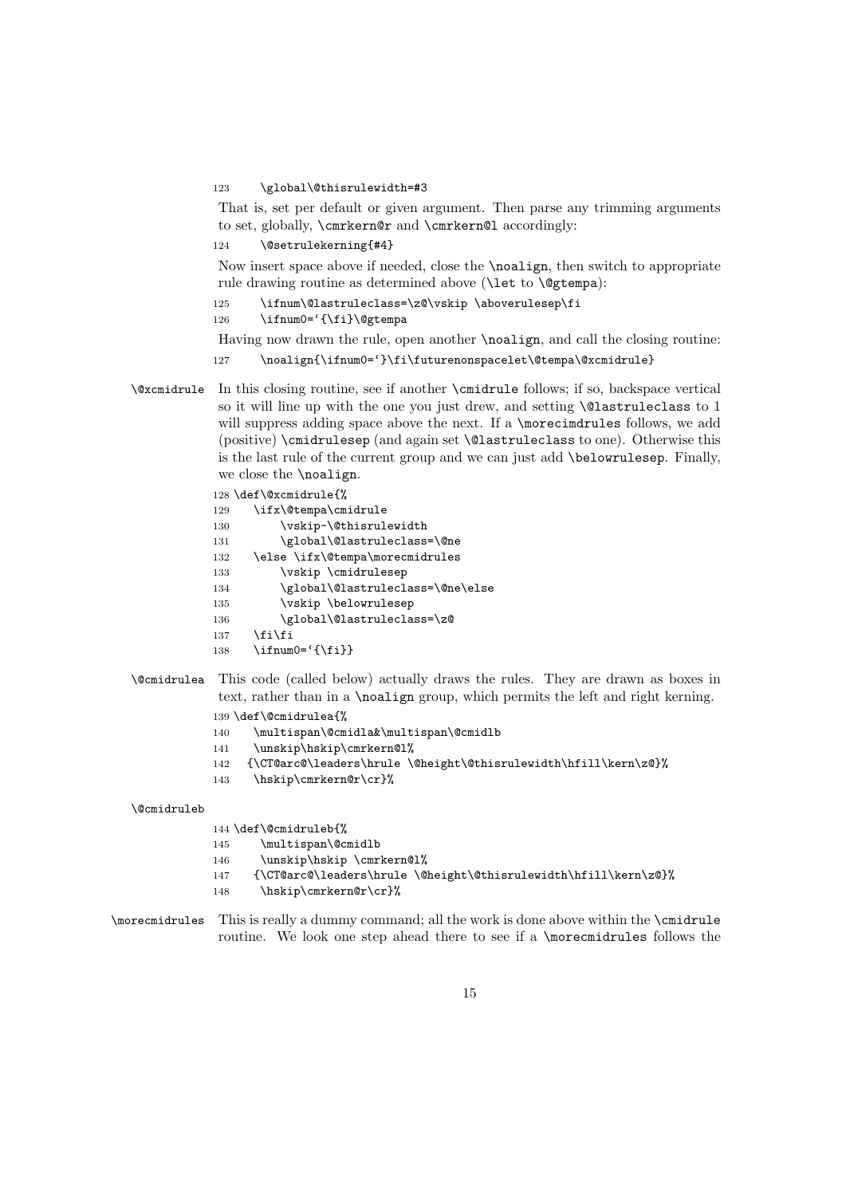```
123     \global\@thisrulewidth=#3
```

That is, set per default or given argument. Then parse any trimming arguments to set, globally, `\cmrkern@r` and `\cmrkern@l` accordingly:

```
124     \@setrulekerning{#4}
```

Now insert space above if needed, close the `\noalign`, then switch to appropriate rule drawing routine as determined above (`\let` to `\@gtempa`):

```
125     \ifnum\@lastruleclass=\z@\vskip \aboverulesep\fi
126     \ifnum0=`{\fi}\@gtempa
```

Having now drawn the rule, open another `\noalign`, and call the closing routine:

```
127     \noalign{\ifnum0=`}\fi\futurenonspacelet\@tempa\@xcmidrule}
```

`\@xcmidrule` In this closing routine, see if another `\cmidrule` follows; if so, backspace vertical so it will line up with the one you just drew, and setting `\@lastruleclass` to 1 will suppress adding space above the next. If a `\morecimdrules` follows, we add (positive) `\cmidrulesep` (and again set `\@lastruleclass` to one). Otherwise this is the last rule of the current group and we can just add `\belowrulesep`. Finally, we close the `\noalign`.

```
128 \def\@xcmidrule{%
129     \ifx\@tempa\cmidrule
130         \vskip-\@thisrulewidth
131         \global\@lastruleclass=\@ne
132     \else \ifx\@tempa\morecmidrules
133         \vskip \cmidrulesep
134         \global\@lastruleclass=\@ne\else
135         \vskip \belowrulesep
136         \global\@lastruleclass=\z@
137     \fi\fi
138     \ifnum0=`{\fi}}
```

`\@cmidrulea` This code (called below) actually draws the rules. They are drawn as boxes in text, rather than in a `\noalign` group, which permits the left and right kerning.

```
139 \def\@cmidrulea{%
140     \multispan\@cmidla&\multispan\@cmidlb
141     \unskip\hskip\cmrkern@l%
142    {\CT@arc@\leaders\hrule \@height\@thisrulewidth\hfill\kern\z@}%
143     \hskip\cmrkern@r\cr}%
```

`\@cmidruleb`

```
144 \def\@cmidruleb{%
145      \multispan\@cmidlb
146      \unskip\hskip \cmrkern@l%
147     {\CT@arc@\leaders\hrule \@height\@thisrulewidth\hfill\kern\z@}%
148      \hskip\cmrkern@r\cr}%
```

`\morecmidrules` This is really a dummy command; all the work is done above within the `\cmidrule` routine. We look one step ahead there to see if a `\morecmidrules` follows the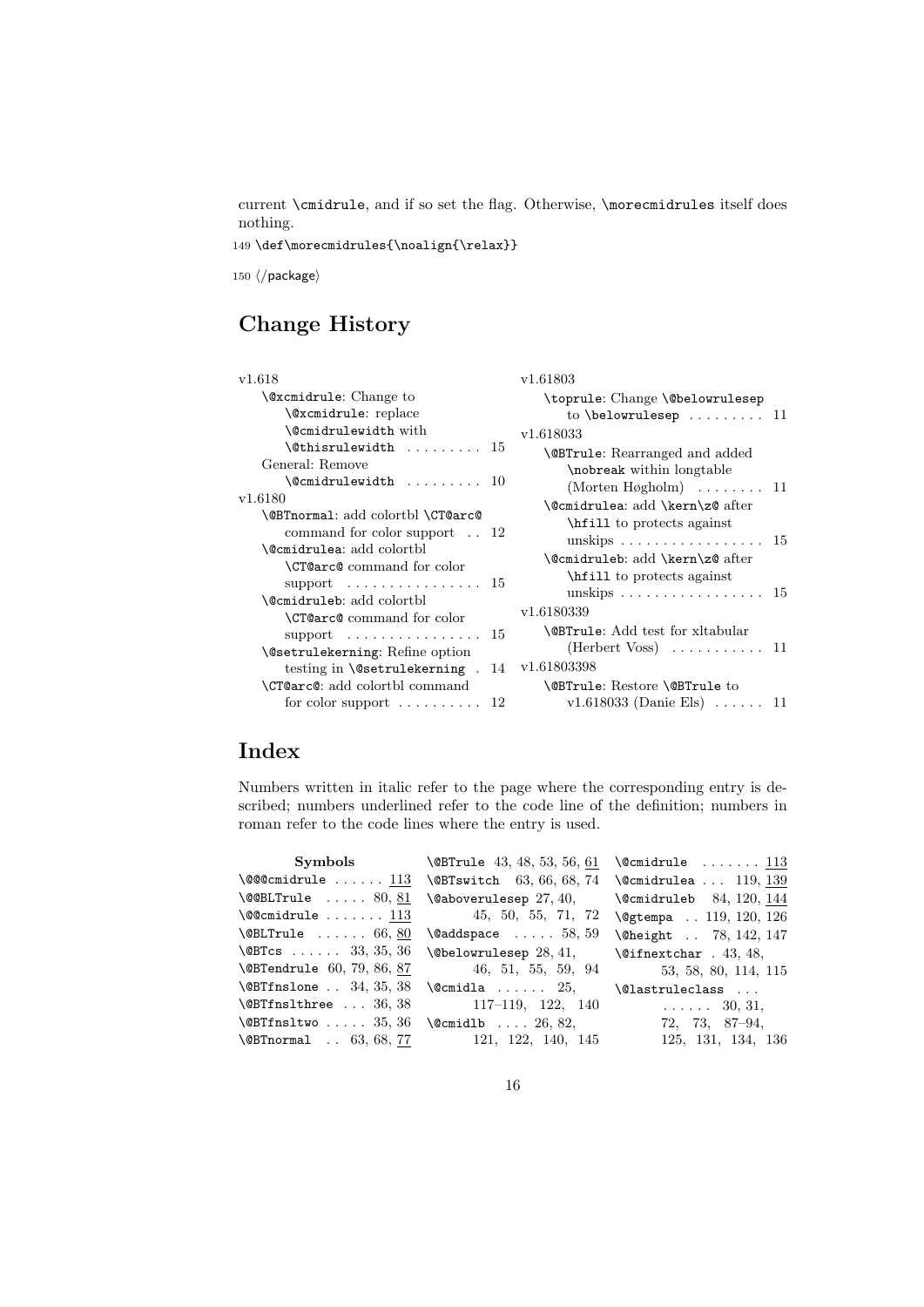current \cmidrule, and if so set the flag. Otherwise, \morecmidrules itself does nothing.

```
149 \def\morecmidrules{\noalign{\relax}}
```

```
150 ⟨/package⟩
```

## Change History

v1.618

- \@xcmidrule: Change to \@xcmidrule: replace \@cmidrulewidth with \@thisrulewidth . . . . . . . . . 15
- General: Remove \@cmidrulewidth . . . . . . . . . 10

v1.6180

- \@BTnormal: add colortbl \CT@arc@ command for color support . . 12
- \@cmidrulea: add colortbl \CT@arc@ command for color support . . . . . . . . . . . . . . . . 15
- \@cmidruleb: add colortbl \CT@arc@ command for color support . . . . . . . . . . . . . . . . 15
- \@setrulekerning: Refine option testing in \@setrulekerning . 14
- \CT@arc@: add colortbl command for color support . . . . . . . . . . 12

v1.61803

- \toprule: Change \@belowrulesep to \belowrulesep . . . . . . . . . 11

v1.618033

- \@BTrule: Rearranged and added \nobreak within longtable (Morten Høgholm) . . . . . . . . 11
- \@cmidrulea: add \kern\z@ after \hfill to protects against unskips . . . . . . . . . . . . . . . . . 15
- \@cmidruleb: add \kern\z@ after \hfill to protects against unskips . . . . . . . . . . . . . . . . . 15

v1.6180339

- \@BTrule: Add test for xltabular (Herbert Voss) . . . . . . . . . . . 11

v1.61803398

- \@BTrule: Restore \@BTrule to v1.618033 (Danie Els) . . . . . . 11

## Index

Numbers written in italic refer to the page where the corresponding entry is described; numbers underlined refer to the code line of the definition; numbers in roman refer to the code lines where the entry is used.

**Symbols**

\@@@cmidrule . . . . . . 113
\@@BLTrule . . . . . 80, 81
\@@cmidrule . . . . . . . 113
\@BLTrule . . . . . . 66, 80
\@BTcs . . . . . . 33, 35, 36
\@BTendrule 60, 79, 86, 87
\@BTfnslone . . 34, 35, 38
\@BTfnslthree . . . 36, 38
\@BTfnsltwo . . . . . 35, 36
\@BTnormal . . 63, 68, 77
\@BTrule 43, 48, 53, 56, 61
\@BTswitch 63, 66, 68, 74
\@aboverulesep 27, 40, 45, 50, 55, 71, 72
\@addspace . . . . . 58, 59
\@belowrulesep 28, 41, 46, 51, 55, 59, 94
\@cmidla . . . . . . 25, 117–119, 122, 140
\@cmidlb . . . . 26, 82, 121, 122, 140, 145
\@cmidrule . . . . . . . 113
\@cmidrulea . . . 119, 139
\@cmidruleb 84, 120, 144
\@gtempa . . 119, 120, 126
\@height . . 78, 142, 147
\@ifnextchar . 43, 48, 53, 58, 80, 114, 115
\@lastruleclass . . . . . . . . . 30, 31, 72, 73, 87–94, 125, 131, 134, 136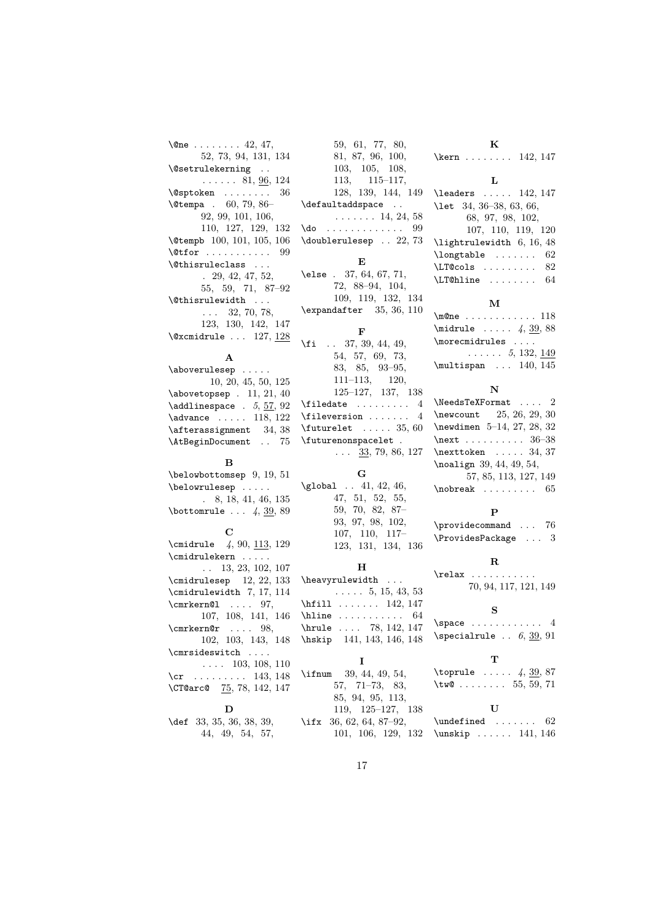\@ne . . . . . . . . 42, 47, 52, 73, 94, 131, 134
\@setrulekerning . . . . . . . . 81, 96, 124
\@sptoken . . . . . . . . 36
\@tempa . 60, 79, 86–92, 99, 101, 106, 110, 127, 129, 132
\@tempb 100, 101, 105, 106
\@tfor . . . . . . . . . . . 99
\@thisruleclass . . . . 29, 42, 47, 52, 55, 59, 71, 87–92
\@thisrulewidth . . . . . . 32, 70, 78, 123, 130, 142, 147
\@xcmidrule . . . 127, 128

### A

\aboverulesep . . . . . 10, 20, 45, 50, 125
\abovetopsep . 11, 21, 40
\addlinespace . *5*, 57, 92
\advance . . . . . 118, 122
\afterassignment 34, 38
\AtBeginDocument . . 75

### B

\belowbottomsep 9, 19, 51
\belowrulesep . . . . . . 8, 18, 41, 46, 135
\bottomrule . . . *4*, 39, 89

### C

\cmidrule *4*, 90, 113, 129
\cmidrulekern . . . . . . . 13, 23, 102, 107
\cmidrulesep 12, 22, 133
\cmidrulewidth 7, 17, 114
\cmrkern@l . . . . 97, 107, 108, 141, 146
\cmrkern@r . . . . 98, 102, 103, 143, 148
\cmrsideswitch . . . . . . . . 103, 108, 110
\cr . . . . . . . . . 143, 148
\CT@arc@ 75, 78, 142, 147

### D

\def 33, 35, 36, 38, 39, 44, 49, 54, 57, 59, 61, 77, 80, 81, 87, 96, 100, 103, 105, 108, 113, 115–117, 128, 139, 144, 149
\defaultaddspace . . . . . . . . . 14, 24, 58
\do . . . . . . . . . . . . 99
\doublerulesep . . 22, 73

### E

\else . 37, 64, 67, 71, 72, 88–94, 104, 109, 119, 132, 134
\expandafter 35, 36, 110

### F

\fi . . 37, 39, 44, 49, 54, 57, 69, 73, 83, 85, 93–95, 111–113, 120, 125–127, 137, 138
\filedate . . . . . . . . . 4
\fileversion . . . . . . . 4
\futurelet . . . . . 35, 60
\futurenonspacelet . . . . 33, 79, 86, 127

### G

\global . . 41, 42, 46, 47, 51, 52, 55, 59, 70, 82, 87–93, 97, 98, 102, 107, 110, 117–123, 131, 134, 136

### H

\heavyrulewidth . . . . . . . . 5, 15, 43, 53
\hfill . . . . . . . 142, 147
\hline . . . . . . . . . . . 64
\hrule . . . . 78, 142, 147
\hskip 141, 143, 146, 148

### I

\ifnum 39, 44, 49, 54, 57, 71–73, 83, 85, 94, 95, 113, 119, 125–127, 138
\ifx 36, 62, 64, 87–92, 101, 106, 129, 132

### K

\kern . . . . . . . . 142, 147

### L

\leaders . . . . . 142, 147
\let 34, 36–38, 63, 66, 68, 97, 98, 102, 107, 110, 119, 120
\lightrulewidth 6, 16, 48
\longtable . . . . . . . 62
\LT@cols . . . . . . . . . 82
\LT@hline . . . . . . . . 64

### M

\m@ne . . . . . . . . . . . 118
\midrule . . . . . *4*, 39, 88
\morecmidrules . . . . . . . . . . *5*, 132, 149
\multispan . . . 140, 145

### N

\NeedsTeXFormat . . . . 2
\newcount 25, 26, 29, 30
\newdimen 5–14, 27, 28, 32
\next . . . . . . . . . . 36–38
\nexttoken . . . . . 34, 37
\noalign 39, 44, 49, 54, 57, 85, 113, 127, 149
\nobreak . . . . . . . . . 65

### P

\providecommand . . . 76
\ProvidesPackage . . . 3

### R

\relax . . . . . . . . . . . 70, 94, 117, 121, 149

### S

\space . . . . . . . . . . . . 4
\specialrule . . *6*, 39, 91

### T

\toprule . . . . . *4*, 39, 87
\tw@ . . . . . . . . 55, 59, 71

### U

\undefined . . . . . . . 62
\unskip . . . . . . 141, 146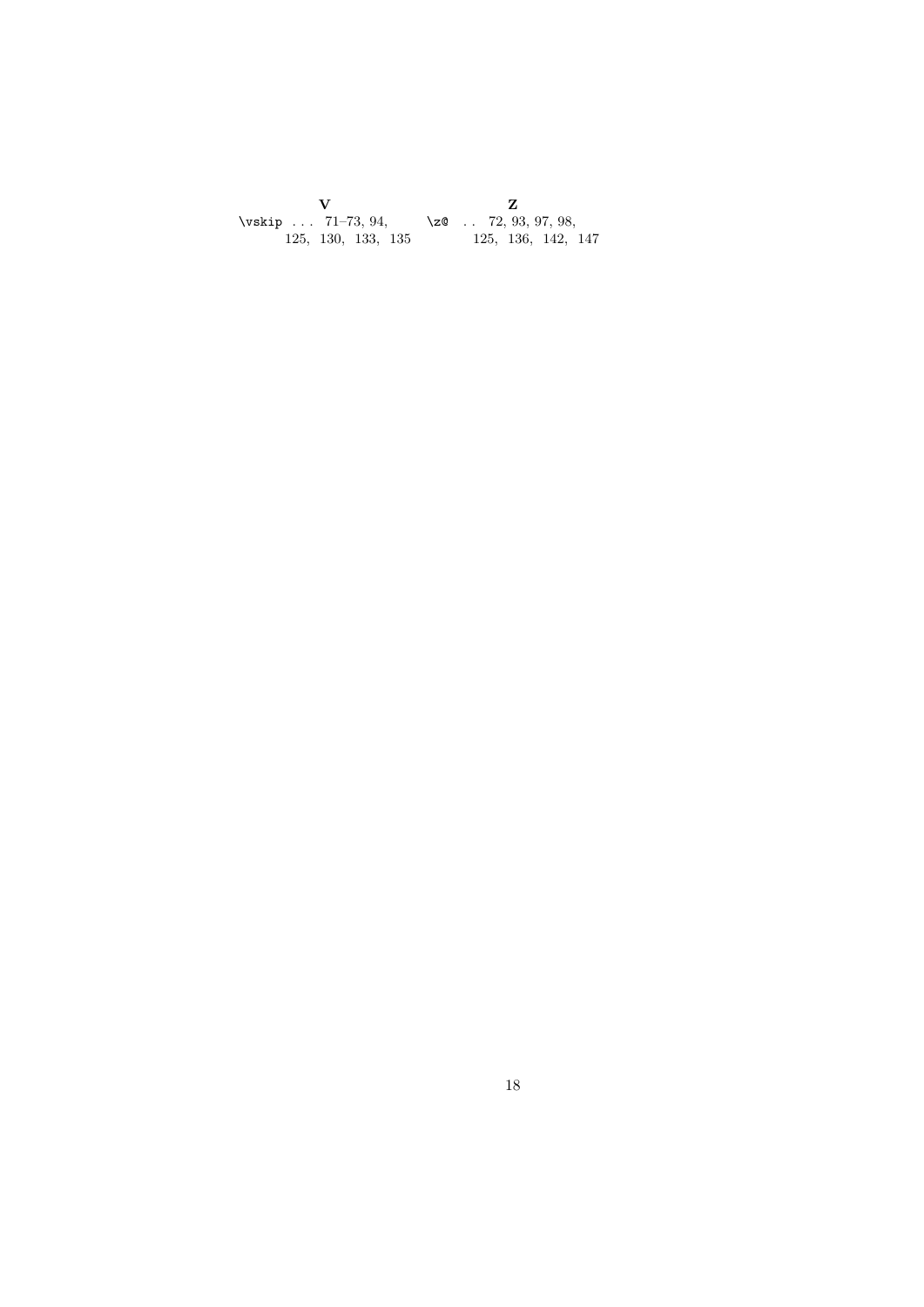**V**

\vskip . . . 71–73, 94, 125, 130, 133, 135

**Z**

\z@ . . 72, 93, 97, 98, 125, 136, 142, 147